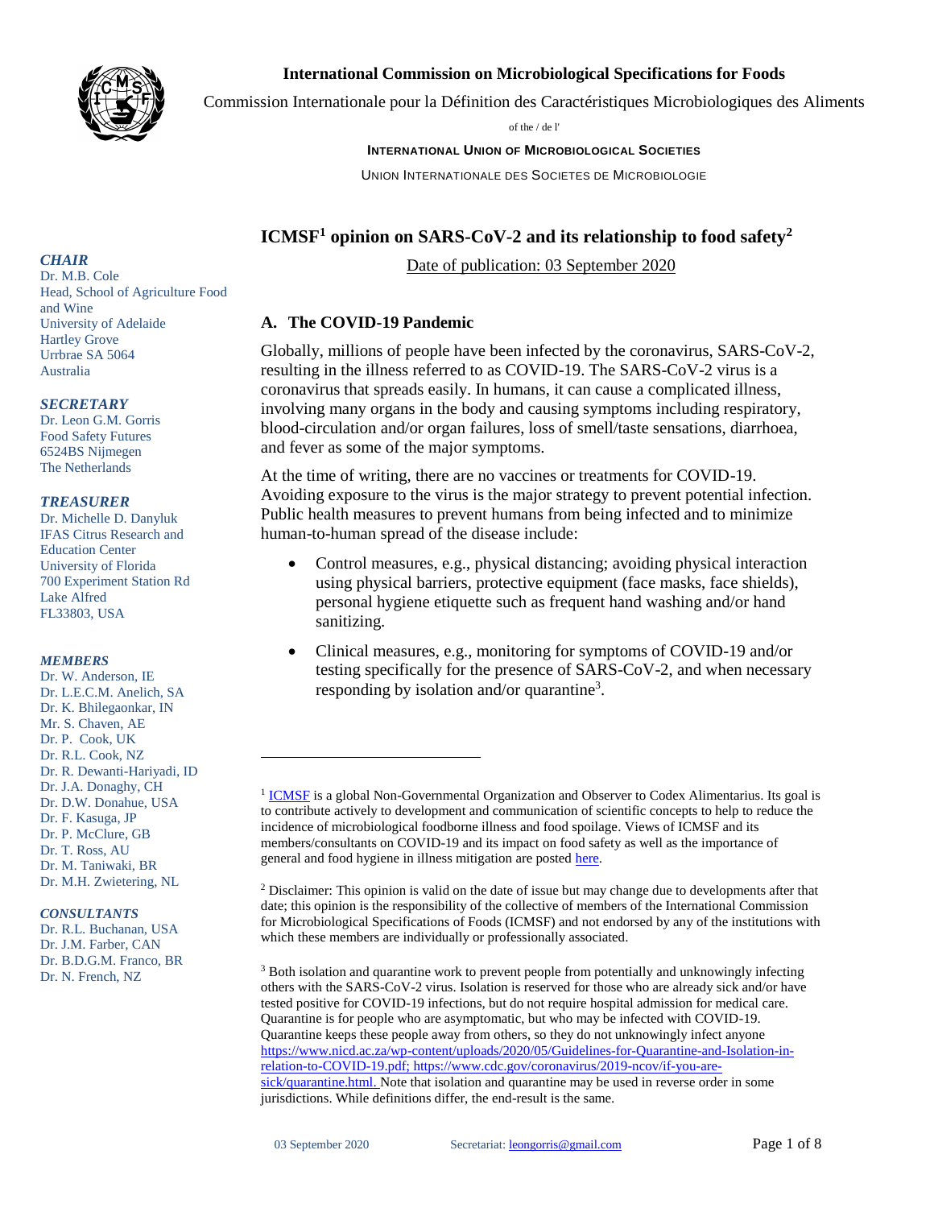**International Commission on Microbiological Specifications for Foods**

Commission Internationale pour la Définition des Caractéristiques Microbiologiques des Aliments

of the / de l'

INTERNATIONAL UNION OF MICROBIOLOGICAL SOCIETIES

UNION INTERNATIONALE DES SOCIETES DE MICROBIOLOGIE

***CHAIR***
Dr. M.B. Cole
Head, School of Agriculture Food and Wine
University of Adelaide
Hartley Grove
Urrbrae SA 5064
Australia

***SECRETARY***
Dr. Leon G.M. Gorris
Food Safety Futures
6524BS Nijmegen
The Netherlands

***TREASURER***
Dr. Michelle D. Danyluk
IFAS Citrus Research and Education Center
University of Florida
700 Experiment Station Rd
Lake Alfred
FL33803, USA

***MEMBERS***
Dr. W. Anderson, IE
Dr. L.E.C.M. Anelich, SA
Dr. K. Bhilegaonkar, IN
Mr. S. Chaven, AE
Dr. P. Cook, UK
Dr. R.L. Cook, NZ
Dr. R. Dewanti-Hariyadi, ID
Dr. J.A. Donaghy, CH
Dr. D.W. Donahue, USA
Dr. F. Kasuga, JP
Dr. P. McClure, GB
Dr. T. Ross, AU
Dr. M. Taniwaki, BR
Dr. M.H. Zwietering, NL

***CONSULTANTS***
Dr. R.L. Buchanan, USA
Dr. J.M. Farber, CAN
Dr. B.D.G.M. Franco, BR
Dr. N. French, NZ

# ICMSF[1] opinion on SARS-CoV-2 and its relationship to food safety[2]

Date of publication: 03 September 2020

## A. The COVID-19 Pandemic

Globally, millions of people have been infected by the coronavirus, SARS-CoV-2, resulting in the illness referred to as COVID-19. The SARS-CoV-2 virus is a coronavirus that spreads easily. In humans, it can cause a complicated illness, involving many organs in the body and causing symptoms including respiratory, blood-circulation and/or organ failures, loss of smell/taste sensations, diarrhoea, and fever as some of the major symptoms.

At the time of writing, there are no vaccines or treatments for COVID-19. Avoiding exposure to the virus is the major strategy to prevent potential infection. Public health measures to prevent humans from being infected and to minimize human-to-human spread of the disease include:

- Control measures, e.g., physical distancing; avoiding physical interaction using physical barriers, protective equipment (face masks, face shields), personal hygiene etiquette such as frequent hand washing and/or hand sanitizing.
- Clinical measures, e.g., monitoring for symptoms of COVID-19 and/or testing specifically for the presence of SARS-CoV-2, and when necessary responding by isolation and/or quarantine[3].

---

[1] ICMSF is a global Non-Governmental Organization and Observer to Codex Alimentarius. Its goal is to contribute actively to development and communication of scientific concepts to help to reduce the incidence of microbiological foodborne illness and food spoilage. Views of ICMSF and its members/consultants on COVID-19 and its impact on food safety as well as the importance of general and food hygiene in illness mitigation are posted here.

[2] Disclaimer: This opinion is valid on the date of issue but may change due to developments after that date; this opinion is the responsibility of the collective of members of the International Commission for Microbiological Specifications of Foods (ICMSF) and not endorsed by any of the institutions with which these members are individually or professionally associated.

[3] Both isolation and quarantine work to prevent people from potentially and unknowingly infecting others with the SARS-CoV-2 virus. Isolation is reserved for those who are already sick and/or have tested positive for COVID-19 infections, but do not require hospital admission for medical care. Quarantine is for people who are asymptomatic, but who may be infected with COVID-19. Quarantine keeps these people away from others, so they do not unknowingly infect anyone https://www.nicd.ac.za/wp-content/uploads/2020/05/Guidelines-for-Quarantine-and-Isolation-in-relation-to-COVID-19.pdf; https://www.cdc.gov/coronavirus/2019-ncov/if-you-are-sick/quarantine.html. Note that isolation and quarantine may be used in reverse order in some jurisdictions. While definitions differ, the end-result is the same.

03 September 2020 Secretariat: leongorris@gmail.com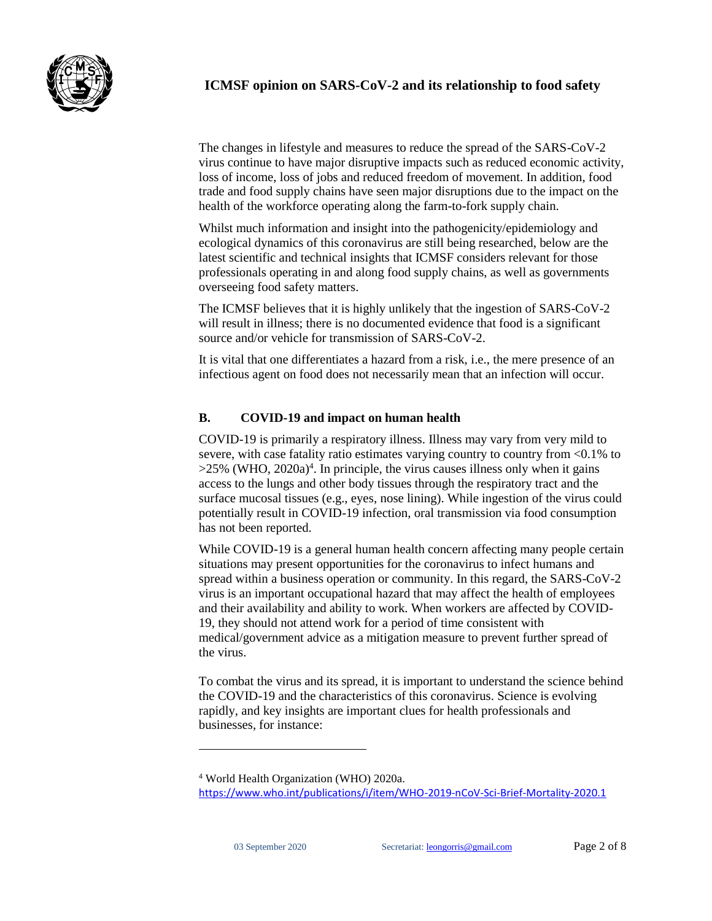The changes in lifestyle and measures to reduce the spread of the SARS-CoV-2 virus continue to have major disruptive impacts such as reduced economic activity, loss of income, loss of jobs and reduced freedom of movement. In addition, food trade and food supply chains have seen major disruptions due to the impact on the health of the workforce operating along the farm-to-fork supply chain.

Whilst much information and insight into the pathogenicity/epidemiology and ecological dynamics of this coronavirus are still being researched, below are the latest scientific and technical insights that ICMSF considers relevant for those professionals operating in and along food supply chains, as well as governments overseeing food safety matters.

The ICMSF believes that it is highly unlikely that the ingestion of SARS-CoV-2 will result in illness; there is no documented evidence that food is a significant source and/or vehicle for transmission of SARS-CoV-2.

It is vital that one differentiates a hazard from a risk, i.e., the mere presence of an infectious agent on food does not necessarily mean that an infection will occur.

## B. COVID-19 and impact on human health

COVID-19 is primarily a respiratory illness. Illness may vary from very mild to severe, with case fatality ratio estimates varying country to country from <0.1% to >25% (WHO, 2020a)[4]. In principle, the virus causes illness only when it gains access to the lungs and other body tissues through the respiratory tract and the surface mucosal tissues (e.g., eyes, nose lining). While ingestion of the virus could potentially result in COVID-19 infection, oral transmission via food consumption has not been reported.

While COVID-19 is a general human health concern affecting many people certain situations may present opportunities for the coronavirus to infect humans and spread within a business operation or community. In this regard, the SARS-CoV-2 virus is an important occupational hazard that may affect the health of employees and their availability and ability to work. When workers are affected by COVID-19, they should not attend work for a period of time consistent with medical/government advice as a mitigation measure to prevent further spread of the virus.

To combat the virus and its spread, it is important to understand the science behind the COVID-19 and the characteristics of this coronavirus. Science is evolving rapidly, and key insights are important clues for health professionals and businesses, for instance:

---

[4] World Health Organization (WHO) 2020a. https://www.who.int/publications/i/item/WHO-2019-nCoV-Sci-Brief-Mortality-2020.1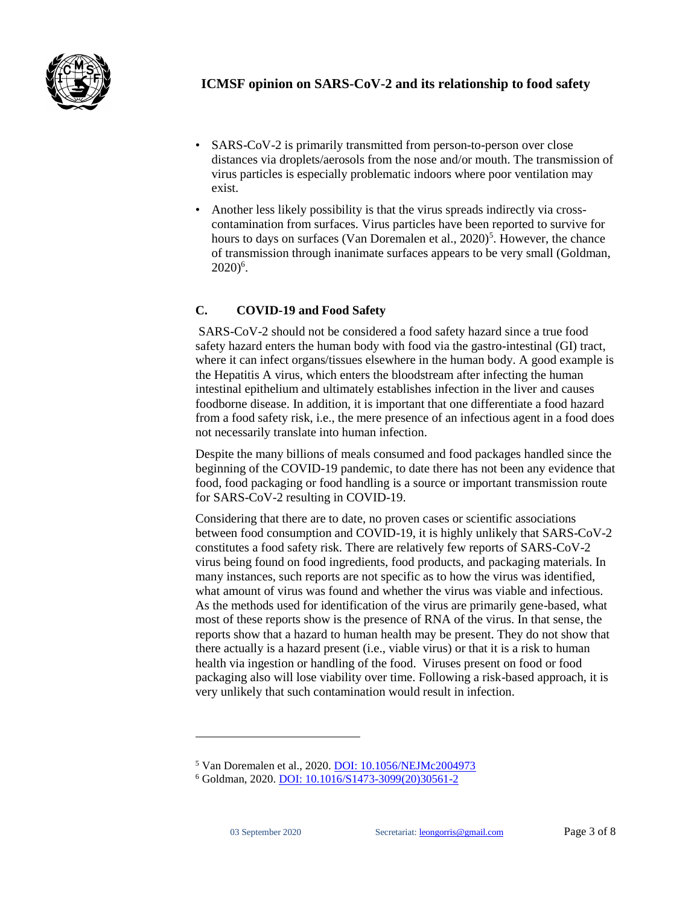- SARS-CoV-2 is primarily transmitted from person-to-person over close distances via droplets/aerosols from the nose and/or mouth. The transmission of virus particles is especially problematic indoors where poor ventilation may exist.
- Another less likely possibility is that the virus spreads indirectly via cross-contamination from surfaces. Virus particles have been reported to survive for hours to days on surfaces (Van Doremalen et al., 2020)[5]. However, the chance of transmission through inanimate surfaces appears to be very small (Goldman, 2020)[6].

## C. COVID-19 and Food Safety

SARS-CoV-2 should not be considered a food safety hazard since a true food safety hazard enters the human body with food via the gastro-intestinal (GI) tract, where it can infect organs/tissues elsewhere in the human body. A good example is the Hepatitis A virus, which enters the bloodstream after infecting the human intestinal epithelium and ultimately establishes infection in the liver and causes foodborne disease. In addition, it is important that one differentiate a food hazard from a food safety risk, i.e., the mere presence of an infectious agent in a food does not necessarily translate into human infection.

Despite the many billions of meals consumed and food packages handled since the beginning of the COVID-19 pandemic, to date there has not been any evidence that food, food packaging or food handling is a source or important transmission route for SARS-CoV-2 resulting in COVID-19.

Considering that there are to date, no proven cases or scientific associations between food consumption and COVID-19, it is highly unlikely that SARS-CoV-2 constitutes a food safety risk. There are relatively few reports of SARS-CoV-2 virus being found on food ingredients, food products, and packaging materials. In many instances, such reports are not specific as to how the virus was identified, what amount of virus was found and whether the virus was viable and infectious. As the methods used for identification of the virus are primarily gene-based, what most of these reports show is the presence of RNA of the virus. In that sense, the reports show that a hazard to human health may be present. They do not show that there actually is a hazard present (i.e., viable virus) or that it is a risk to human health via ingestion or handling of the food. Viruses present on food or food packaging also will lose viability over time. Following a risk-based approach, it is very unlikely that such contamination would result in infection.

---

[5] Van Doremalen et al., 2020. DOI: 10.1056/NEJMc2004973

[6] Goldman, 2020. DOI: 10.1016/S1473-3099(20)30561-2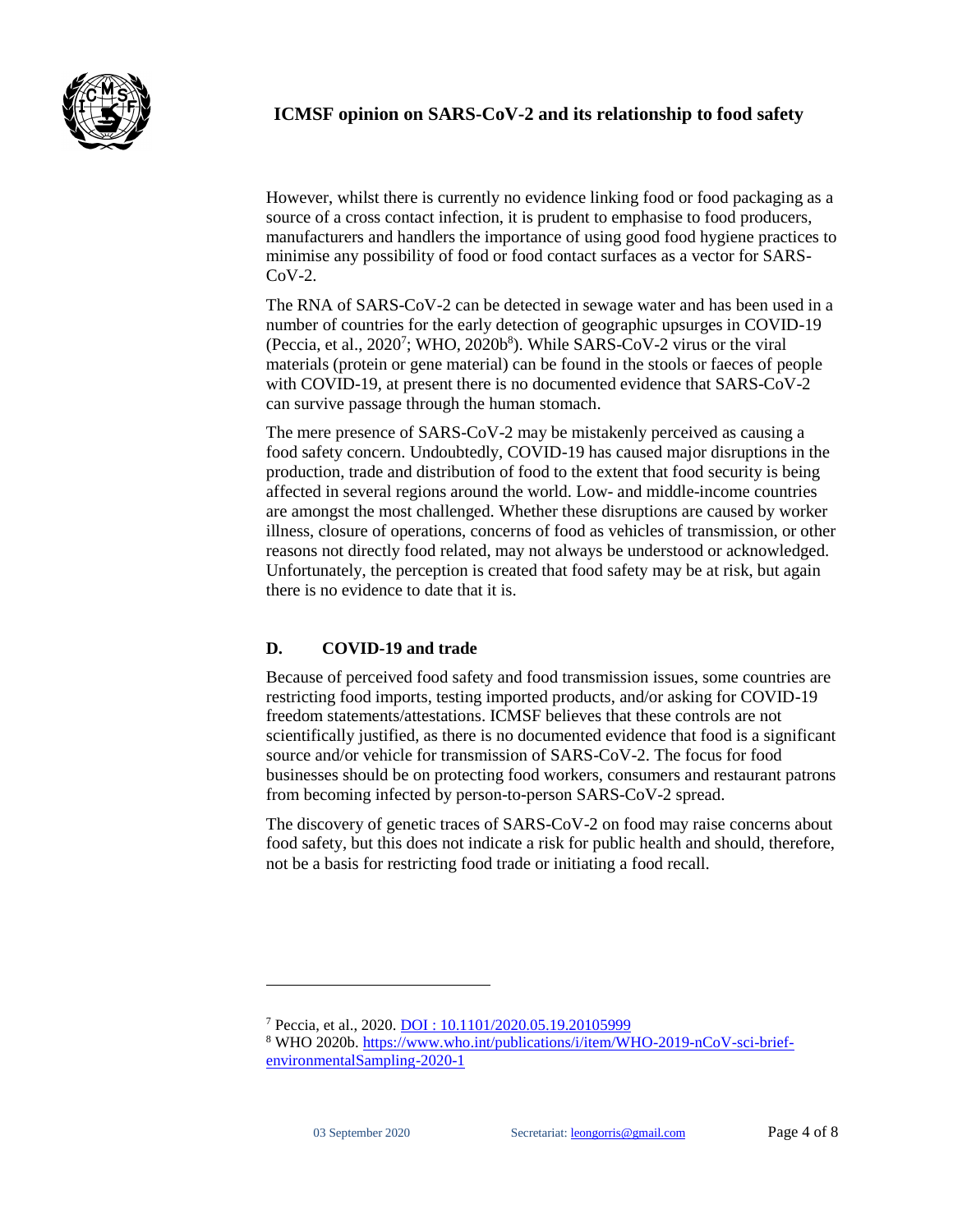However, whilst there is currently no evidence linking food or food packaging as a source of a cross contact infection, it is prudent to emphasise to food producers, manufacturers and handlers the importance of using good food hygiene practices to minimise any possibility of food or food contact surfaces as a vector for SARS-CoV-2.

The RNA of SARS-CoV-2 can be detected in sewage water and has been used in a number of countries for the early detection of geographic upsurges in COVID-19 (Peccia, et al., 2020[7]; WHO, 2020b[8]). While SARS-CoV-2 virus or the viral materials (protein or gene material) can be found in the stools or faeces of people with COVID-19, at present there is no documented evidence that SARS-CoV-2 can survive passage through the human stomach.

The mere presence of SARS-CoV-2 may be mistakenly perceived as causing a food safety concern. Undoubtedly, COVID-19 has caused major disruptions in the production, trade and distribution of food to the extent that food security is being affected in several regions around the world. Low- and middle-income countries are amongst the most challenged. Whether these disruptions are caused by worker illness, closure of operations, concerns of food as vehicles of transmission, or other reasons not directly food related, may not always be understood or acknowledged. Unfortunately, the perception is created that food safety may be at risk, but again there is no evidence to date that it is.

## D. COVID-19 and trade

Because of perceived food safety and food transmission issues, some countries are restricting food imports, testing imported products, and/or asking for COVID-19 freedom statements/attestations. ICMSF believes that these controls are not scientifically justified, as there is no documented evidence that food is a significant source and/or vehicle for transmission of SARS-CoV-2. The focus for food businesses should be on protecting food workers, consumers and restaurant patrons from becoming infected by person-to-person SARS-CoV-2 spread.

The discovery of genetic traces of SARS-CoV-2 on food may raise concerns about food safety, but this does not indicate a risk for public health and should, therefore, not be a basis for restricting food trade or initiating a food recall.

---

[7] Peccia, et al., 2020. DOI : 10.1101/2020.05.19.20105999

[8] WHO 2020b. https://www.who.int/publications/i/item/WHO-2019-nCoV-sci-brief-environmentalSampling-2020-1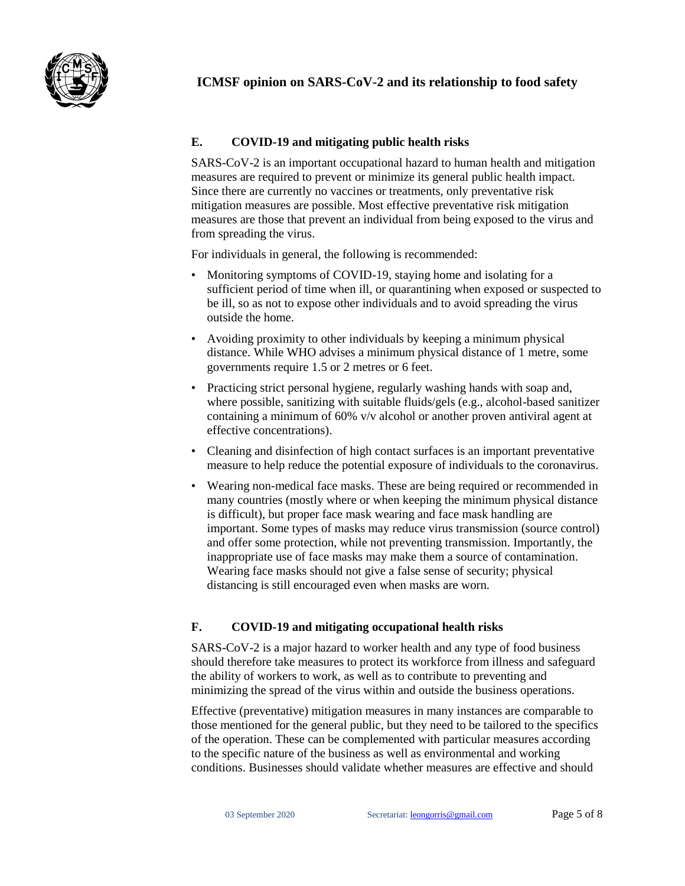## E. COVID-19 and mitigating public health risks

SARS-CoV-2 is an important occupational hazard to human health and mitigation measures are required to prevent or minimize its general public health impact. Since there are currently no vaccines or treatments, only preventative risk mitigation measures are possible. Most effective preventative risk mitigation measures are those that prevent an individual from being exposed to the virus and from spreading the virus.

For individuals in general, the following is recommended:

- Monitoring symptoms of COVID-19, staying home and isolating for a sufficient period of time when ill, or quarantining when exposed or suspected to be ill, so as not to expose other individuals and to avoid spreading the virus outside the home.
- Avoiding proximity to other individuals by keeping a minimum physical distance. While WHO advises a minimum physical distance of 1 metre, some governments require 1.5 or 2 metres or 6 feet.
- Practicing strict personal hygiene, regularly washing hands with soap and, where possible, sanitizing with suitable fluids/gels (e.g., alcohol-based sanitizer containing a minimum of 60% v/v alcohol or another proven antiviral agent at effective concentrations).
- Cleaning and disinfection of high contact surfaces is an important preventative measure to help reduce the potential exposure of individuals to the coronavirus.
- Wearing non-medical face masks. These are being required or recommended in many countries (mostly where or when keeping the minimum physical distance is difficult), but proper face mask wearing and face mask handling are important. Some types of masks may reduce virus transmission (source control) and offer some protection, while not preventing transmission. Importantly, the inappropriate use of face masks may make them a source of contamination. Wearing face masks should not give a false sense of security; physical distancing is still encouraged even when masks are worn.

## F. COVID-19 and mitigating occupational health risks

SARS-CoV-2 is a major hazard to worker health and any type of food business should therefore take measures to protect its workforce from illness and safeguard the ability of workers to work, as well as to contribute to preventing and minimizing the spread of the virus within and outside the business operations.

Effective (preventative) mitigation measures in many instances are comparable to those mentioned for the general public, but they need to be tailored to the specifics of the operation. These can be complemented with particular measures according to the specific nature of the business as well as environmental and working conditions. Businesses should validate whether measures are effective and should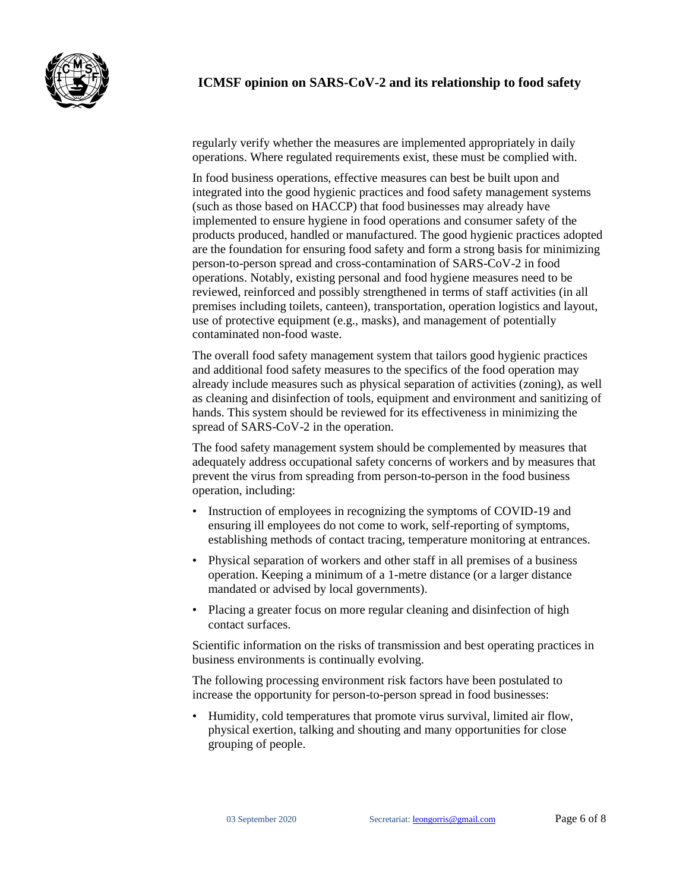regularly verify whether the measures are implemented appropriately in daily operations. Where regulated requirements exist, these must be complied with.

In food business operations, effective measures can best be built upon and integrated into the good hygienic practices and food safety management systems (such as those based on HACCP) that food businesses may already have implemented to ensure hygiene in food operations and consumer safety of the products produced, handled or manufactured. The good hygienic practices adopted are the foundation for ensuring food safety and form a strong basis for minimizing person-to-person spread and cross-contamination of SARS-CoV-2 in food operations. Notably, existing personal and food hygiene measures need to be reviewed, reinforced and possibly strengthened in terms of staff activities (in all premises including toilets, canteen), transportation, operation logistics and layout, use of protective equipment (e.g., masks), and management of potentially contaminated non-food waste.

The overall food safety management system that tailors good hygienic practices and additional food safety measures to the specifics of the food operation may already include measures such as physical separation of activities (zoning), as well as cleaning and disinfection of tools, equipment and environment and sanitizing of hands. This system should be reviewed for its effectiveness in minimizing the spread of SARS-CoV-2 in the operation.

The food safety management system should be complemented by measures that adequately address occupational safety concerns of workers and by measures that prevent the virus from spreading from person-to-person in the food business operation, including:

- Instruction of employees in recognizing the symptoms of COVID-19 and ensuring ill employees do not come to work, self-reporting of symptoms, establishing methods of contact tracing, temperature monitoring at entrances.
- Physical separation of workers and other staff in all premises of a business operation. Keeping a minimum of a 1-metre distance (or a larger distance mandated or advised by local governments).
- Placing a greater focus on more regular cleaning and disinfection of high contact surfaces.

Scientific information on the risks of transmission and best operating practices in business environments is continually evolving.

The following processing environment risk factors have been postulated to increase the opportunity for person-to-person spread in food businesses:

- Humidity, cold temperatures that promote virus survival, limited air flow, physical exertion, talking and shouting and many opportunities for close grouping of people.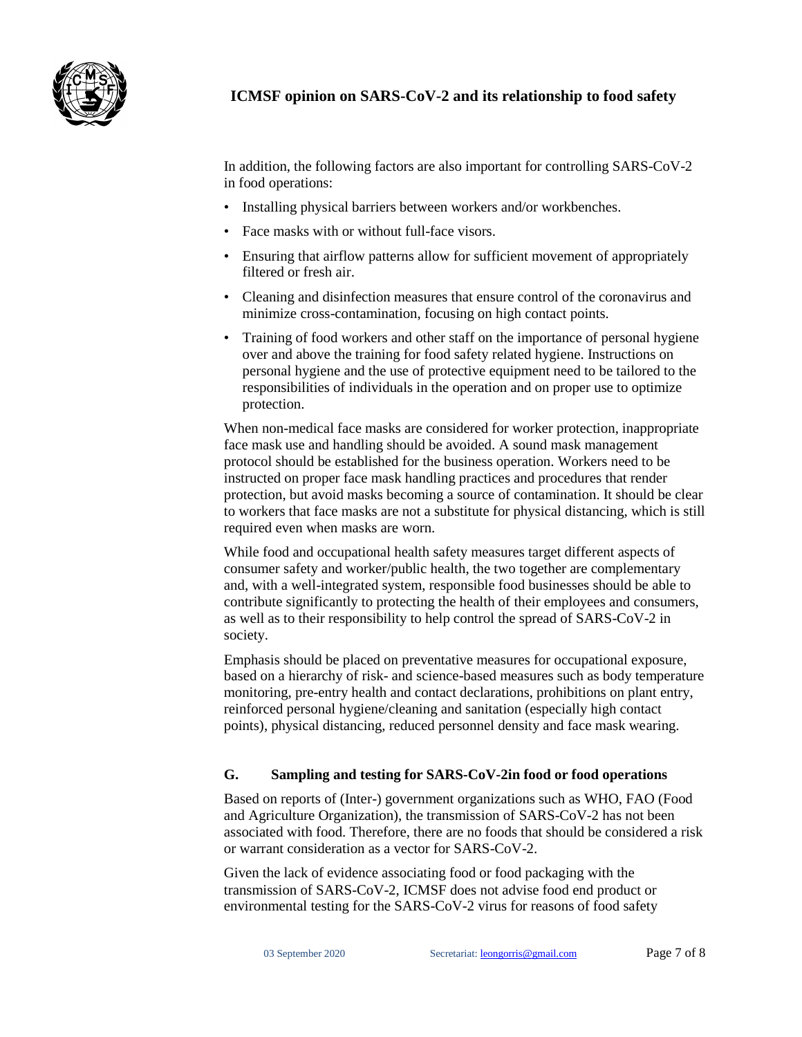In addition, the following factors are also important for controlling SARS-CoV-2 in food operations:

- Installing physical barriers between workers and/or workbenches.
- Face masks with or without full-face visors.
- Ensuring that airflow patterns allow for sufficient movement of appropriately filtered or fresh air.
- Cleaning and disinfection measures that ensure control of the coronavirus and minimize cross-contamination, focusing on high contact points.
- Training of food workers and other staff on the importance of personal hygiene over and above the training for food safety related hygiene. Instructions on personal hygiene and the use of protective equipment need to be tailored to the responsibilities of individuals in the operation and on proper use to optimize protection.

When non-medical face masks are considered for worker protection, inappropriate face mask use and handling should be avoided. A sound mask management protocol should be established for the business operation. Workers need to be instructed on proper face mask handling practices and procedures that render protection, but avoid masks becoming a source of contamination. It should be clear to workers that face masks are not a substitute for physical distancing, which is still required even when masks are worn.

While food and occupational health safety measures target different aspects of consumer safety and worker/public health, the two together are complementary and, with a well-integrated system, responsible food businesses should be able to contribute significantly to protecting the health of their employees and consumers, as well as to their responsibility to help control the spread of SARS-CoV-2 in society.

Emphasis should be placed on preventative measures for occupational exposure, based on a hierarchy of risk- and science-based measures such as body temperature monitoring, pre-entry health and contact declarations, prohibitions on plant entry, reinforced personal hygiene/cleaning and sanitation (especially high contact points), physical distancing, reduced personnel density and face mask wearing.

## G. Sampling and testing for SARS-CoV-2in food or food operations

Based on reports of (Inter-) government organizations such as WHO, FAO (Food and Agriculture Organization), the transmission of SARS-CoV-2 has not been associated with food. Therefore, there are no foods that should be considered a risk or warrant consideration as a vector for SARS-CoV-2.

Given the lack of evidence associating food or food packaging with the transmission of SARS-CoV-2, ICMSF does not advise food end product or environmental testing for the SARS-CoV-2 virus for reasons of food safety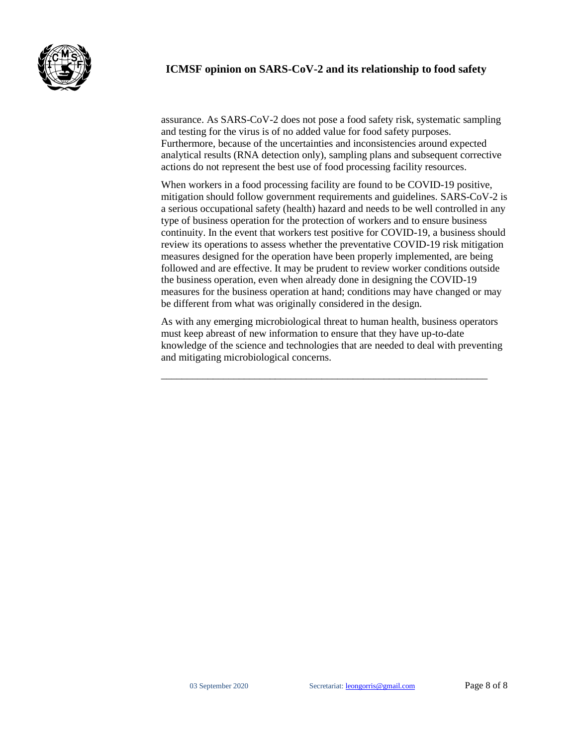assurance. As SARS-CoV-2 does not pose a food safety risk, systematic sampling and testing for the virus is of no added value for food safety purposes. Furthermore, because of the uncertainties and inconsistencies around expected analytical results (RNA detection only), sampling plans and subsequent corrective actions do not represent the best use of food processing facility resources.

When workers in a food processing facility are found to be COVID-19 positive, mitigation should follow government requirements and guidelines. SARS-CoV-2 is a serious occupational safety (health) hazard and needs to be well controlled in any type of business operation for the protection of workers and to ensure business continuity. In the event that workers test positive for COVID-19, a business should review its operations to assess whether the preventative COVID-19 risk mitigation measures designed for the operation have been properly implemented, are being followed and are effective. It may be prudent to review worker conditions outside the business operation, even when already done in designing the COVID-19 measures for the business operation at hand; conditions may have changed or may be different from what was originally considered in the design.

As with any emerging microbiological threat to human health, business operators must keep abreast of new information to ensure that they have up-to-date knowledge of the science and technologies that are needed to deal with preventing and mitigating microbiological concerns.

---